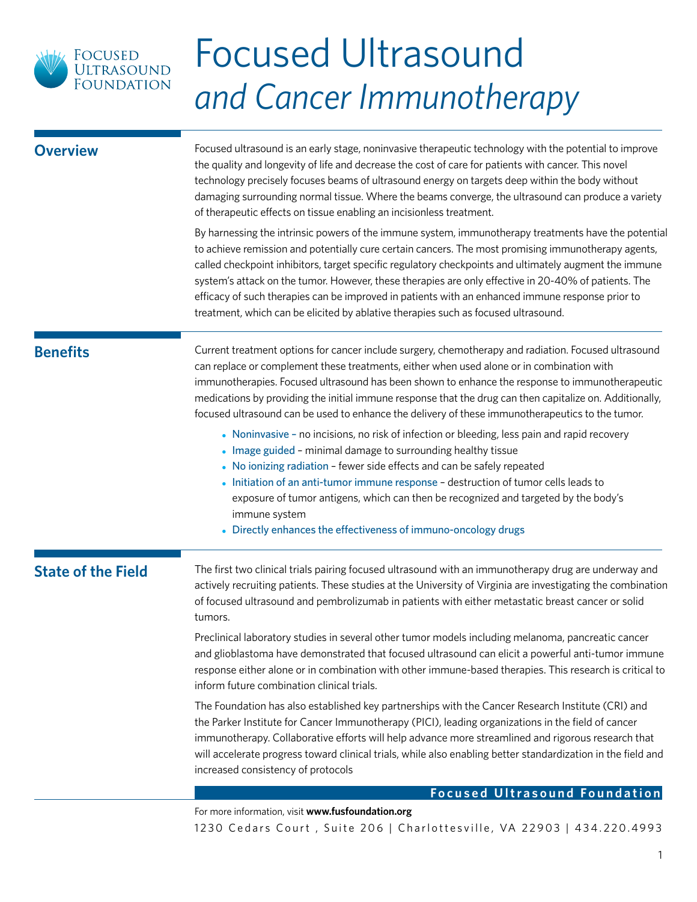# Focused Ultrasound *and Cancer Immunotherapy*

## Overview

Focused ultrasound is an early stage, noninvasive therapeutic technology with the potential to improve the quality and longevity of life and decrease the cost of care for patients with cancer. This novel technology precisely focuses beams of ultrasound energy on targets deep within the body without damaging surrounding normal tissue. Where the beams converge, the ultrasound can produce a variety of therapeutic effects on tissue enabling an incisionless treatment.

By harnessing the intrinsic powers of the immune system, immunotherapy treatments have the potential to achieve remission and potentially cure certain cancers. The most promising immunotherapy agents, called checkpoint inhibitors, target specific regulatory checkpoints and ultimately augment the immune system's attack on the tumor. However, these therapies are only effective in 20-40% of patients. The efficacy of such therapies can be improved in patients with an enhanced immune response prior to treatment, which can be elicited by ablative therapies such as focused ultrasound.

## Benefits

Current treatment options for cancer include surgery, chemotherapy and radiation. Focused ultrasound can replace or complement these treatments, either when used alone or in combination with immunotherapies. Focused ultrasound has been shown to enhance the response to immunotherapeutic medications by providing the initial immune response that the drug can then capitalize on. Additionally, focused ultrasound can be used to enhance the delivery of these immunotherapeutics to the tumor.

- Noninvasive – no incisions, no risk of infection or bleeding, less pain and rapid recovery
- Image guided – minimal damage to surrounding healthy tissue
- No ionizing radiation – fewer side effects and can be safely repeated
- Initiation of an anti-tumor immune response – destruction of tumor cells leads to exposure of tumor antigens, which can then be recognized and targeted by the body's immune system
- Directly enhances the effectiveness of immuno-oncology drugs

## State of the Field

The first two clinical trials pairing focused ultrasound with an immunotherapy drug are underway and actively recruiting patients. These studies at the University of Virginia are investigating the combination of focused ultrasound and pembrolizumab in patients with either metastatic breast cancer or solid tumors.

Preclinical laboratory studies in several other tumor models including melanoma, pancreatic cancer and glioblastoma have demonstrated that focused ultrasound can elicit a powerful anti-tumor immune response either alone or in combination with other immune-based therapies. This research is critical to inform future combination clinical trials.

The Foundation has also established key partnerships with the Cancer Research Institute (CRI) and the Parker Institute for Cancer Immunotherapy (PICI), leading organizations in the field of cancer immunotherapy. Collaborative efforts will help advance more streamlined and rigorous research that will accelerate progress toward clinical trials, while also enabling better standardization in the field and increased consistency of protocols

**Focused Ultrasound Foundation**

For more information, visit **www.fusfoundation.org**

1230 Cedars Court , Suite 206 | Charlottesville, VA 22903 | 434.220.4993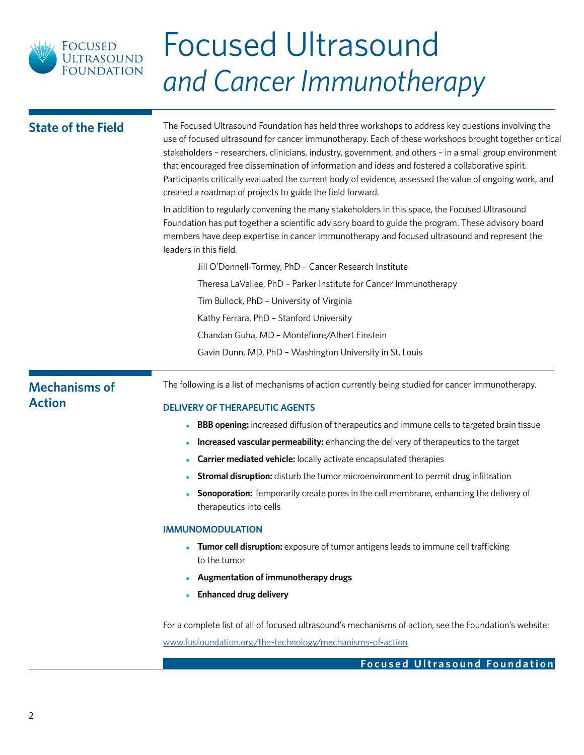# Focused Ultrasound *and Cancer Immunotherapy*

## State of the Field

The Focused Ultrasound Foundation has held three workshops to address key questions involving the use of focused ultrasound for cancer immunotherapy. Each of these workshops brought together critical stakeholders – researchers, clinicians, industry, government, and others – in a small group environment that encouraged free dissemination of information and ideas and fostered a collaborative spirit. Participants critically evaluated the current body of evidence, assessed the value of ongoing work, and created a roadmap of projects to guide the field forward.

In addition to regularly convening the many stakeholders in this space, the Focused Ultrasound Foundation has put together a scientific advisory board to guide the program. These advisory board members have deep expertise in cancer immunotherapy and focused ultrasound and represent the leaders in this field.

Jill O'Donnell-Tormey, PhD – Cancer Research Institute

Theresa LaVallee, PhD – Parker Institute for Cancer Immunotherapy

Tim Bullock, PhD – University of Virginia

Kathy Ferrara, PhD – Stanford University

Chandan Guha, MD – Montefiore/Albert Einstein

Gavin Dunn, MD, PhD – Washington University in St. Louis

## Mechanisms of Action

The following is a list of mechanisms of action currently being studied for cancer immunotherapy.

### DELIVERY OF THERAPEUTIC AGENTS

- **BBB opening:** increased diffusion of therapeutics and immune cells to targeted brain tissue
- **Increased vascular permeability:** enhancing the delivery of therapeutics to the target
- **Carrier mediated vehicle:** locally activate encapsulated therapies
- **Stromal disruption:** disturb the tumor microenvironment to permit drug infiltration
- **Sonoporation:** Temporarily create pores in the cell membrane, enhancing the delivery of therapeutics into cells

### IMMUNOMODULATION

- **Tumor cell disruption:** exposure of tumor antigens leads to immune cell trafficking to the tumor
- **Augmentation of immunotherapy drugs**
- **Enhanced drug delivery**

For a complete list of all of focused ultrasound's mechanisms of action, see the Foundation's website: www.fusfoundation.org/the-technology/mechanisms-of-action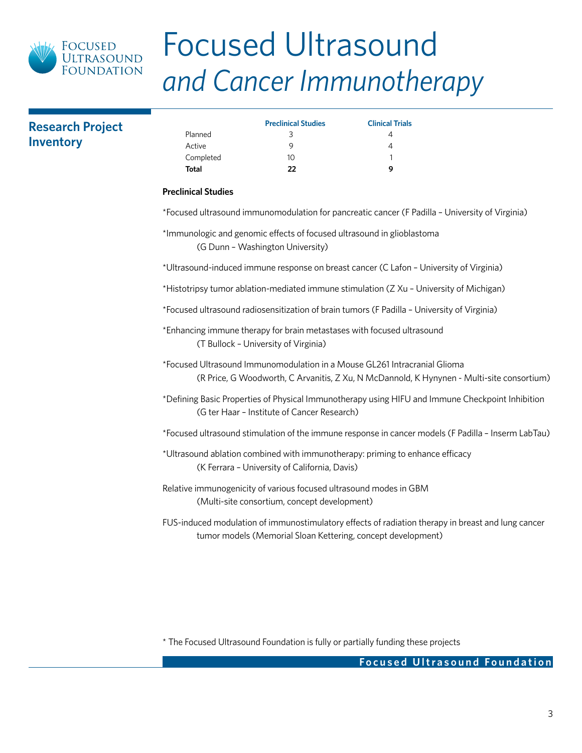# Focused Ultrasound *and Cancer Immunotherapy*

## Research Project Inventory

| | Preclinical Studies | Clinical Trials |
|---|---|---|
| Planned | 3 | 4 |
| Active | 9 | 4 |
| Completed | 10 | 1 |
| **Total** | **22** | **9** |

**Preclinical Studies**

*Focused ultrasound immunomodulation for pancreatic cancer (F Padilla – University of Virginia)

*Immunologic and genomic effects of focused ultrasound in glioblastoma (G Dunn – Washington University)

*Ultrasound-induced immune response on breast cancer (C Lafon – University of Virginia)

*Histotripsy tumor ablation-mediated immune stimulation (Z Xu – University of Michigan)

*Focused ultrasound radiosensitization of brain tumors (F Padilla – University of Virginia)

*Enhancing immune therapy for brain metastases with focused ultrasound (T Bullock – University of Virginia)

*Focused Ultrasound Immunomodulation in a Mouse GL261 Intracranial Glioma (R Price, G Woodworth, C Arvanitis, Z Xu, N McDannold, K Hynynen - Multi-site consortium)

*Defining Basic Properties of Physical Immunotherapy using HIFU and Immune Checkpoint Inhibition (G ter Haar – Institute of Cancer Research)

*Focused ultrasound stimulation of the immune response in cancer models (F Padilla – Inserm LabTau)

*Ultrasound ablation combined with immunotherapy: priming to enhance efficacy (K Ferrara – University of California, Davis)

Relative immunogenicity of various focused ultrasound modes in GBM (Multi-site consortium, concept development)

FUS-induced modulation of immunostimulatory effects of radiation therapy in breast and lung cancer tumor models (Memorial Sloan Kettering, concept development)

* The Focused Ultrasound Foundation is fully or partially funding these projects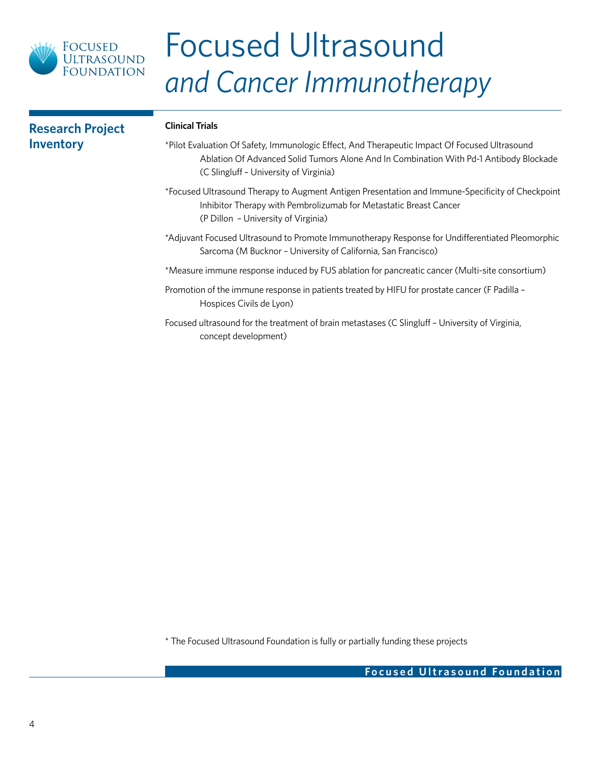# Focused Ultrasound *and Cancer Immunotherapy*

## Research Project Inventory

**Clinical Trials**

*Pilot Evaluation Of Safety, Immunologic Effect, And Therapeutic Impact Of Focused Ultrasound Ablation Of Advanced Solid Tumors Alone And In Combination With Pd-1 Antibody Blockade (C Slingluff – University of Virginia)

*Focused Ultrasound Therapy to Augment Antigen Presentation and Immune-Specificity of Checkpoint Inhibitor Therapy with Pembrolizumab for Metastatic Breast Cancer (P Dillon – University of Virginia)

*Adjuvant Focused Ultrasound to Promote Immunotherapy Response for Undifferentiated Pleomorphic Sarcoma (M Bucknor – University of California, San Francisco)

*Measure immune response induced by FUS ablation for pancreatic cancer (Multi-site consortium)

Promotion of the immune response in patients treated by HIFU for prostate cancer (F Padilla – Hospices Civils de Lyon)

Focused ultrasound for the treatment of brain metastases (C Slingluff – University of Virginia, concept development)

* The Focused Ultrasound Foundation is fully or partially funding these projects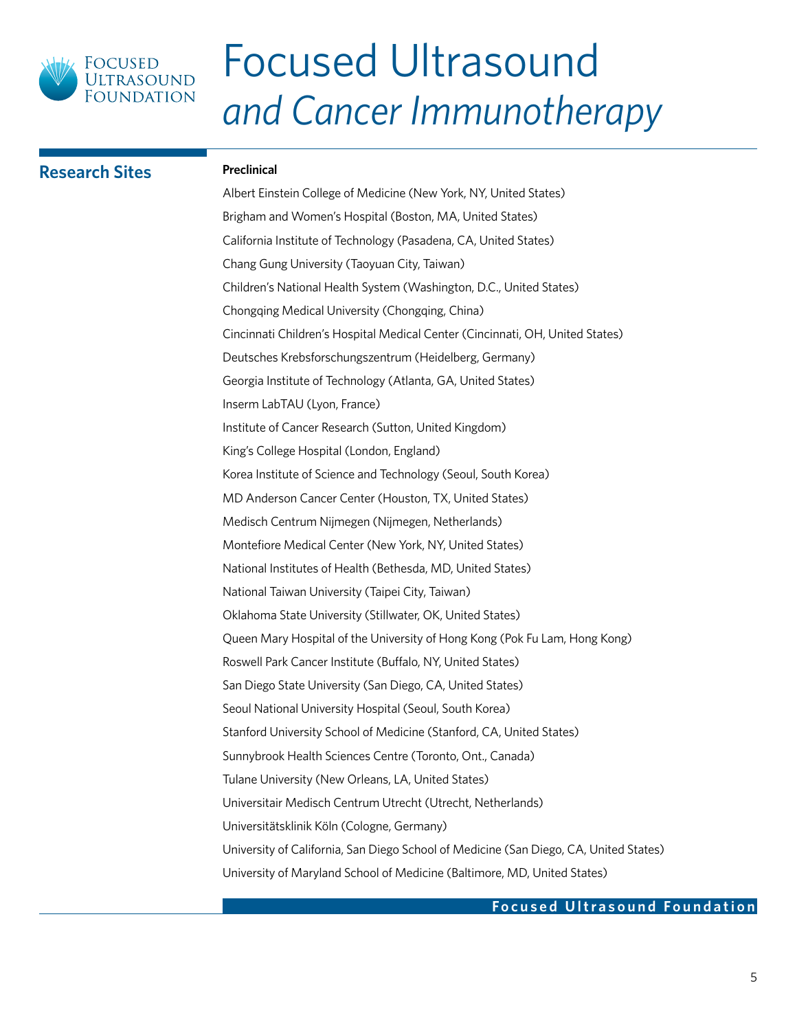## Research Sites

**Preclinical**

Albert Einstein College of Medicine (New York, NY, United States)

Brigham and Women's Hospital (Boston, MA, United States)

California Institute of Technology (Pasadena, CA, United States)

Chang Gung University (Taoyuan City, Taiwan)

Children's National Health System (Washington, D.C., United States)

Chongqing Medical University (Chongqing, China)

Cincinnati Children's Hospital Medical Center (Cincinnati, OH, United States)

Deutsches Krebsforschungszentrum (Heidelberg, Germany)

Georgia Institute of Technology (Atlanta, GA, United States)

Inserm LabTAU (Lyon, France)

Institute of Cancer Research (Sutton, United Kingdom)

King's College Hospital (London, England)

Korea Institute of Science and Technology (Seoul, South Korea)

MD Anderson Cancer Center (Houston, TX, United States)

Medisch Centrum Nijmegen (Nijmegen, Netherlands)

Montefiore Medical Center (New York, NY, United States)

National Institutes of Health (Bethesda, MD, United States)

National Taiwan University (Taipei City, Taiwan)

Oklahoma State University (Stillwater, OK, United States)

Queen Mary Hospital of the University of Hong Kong (Pok Fu Lam, Hong Kong)

Roswell Park Cancer Institute (Buffalo, NY, United States)

San Diego State University (San Diego, CA, United States)

Seoul National University Hospital (Seoul, South Korea)

Stanford University School of Medicine (Stanford, CA, United States)

Sunnybrook Health Sciences Centre (Toronto, Ont., Canada)

Tulane University (New Orleans, LA, United States)

Universitair Medisch Centrum Utrecht (Utrecht, Netherlands)

Universitätsklinik Köln (Cologne, Germany)

University of California, San Diego School of Medicine (San Diego, CA, United States)

University of Maryland School of Medicine (Baltimore, MD, United States)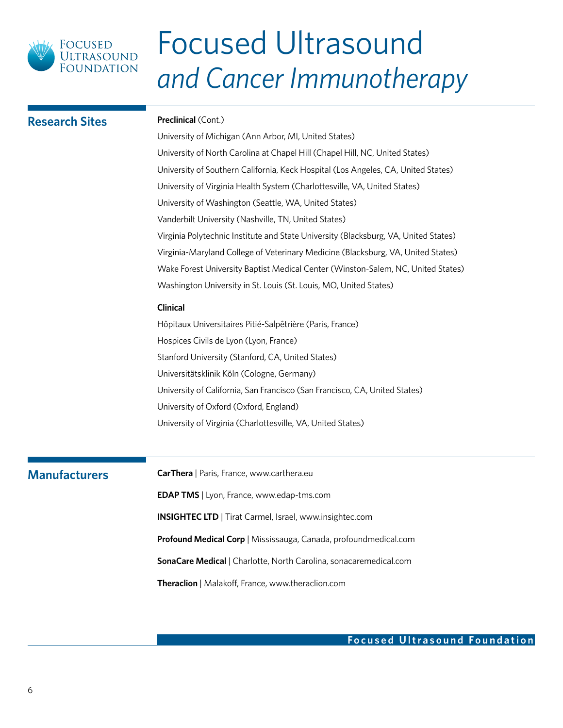# Focused Ultrasound *and Cancer Immunotherapy*

## Research Sites

**Preclinical** (Cont.)

University of Michigan (Ann Arbor, MI, United States)

University of North Carolina at Chapel Hill (Chapel Hill, NC, United States)

University of Southern California, Keck Hospital (Los Angeles, CA, United States)

University of Virginia Health System (Charlottesville, VA, United States)

University of Washington (Seattle, WA, United States)

Vanderbilt University (Nashville, TN, United States)

Virginia Polytechnic Institute and State University (Blacksburg, VA, United States)

Virginia-Maryland College of Veterinary Medicine (Blacksburg, VA, United States)

Wake Forest University Baptist Medical Center (Winston-Salem, NC, United States)

Washington University in St. Louis (St. Louis, MO, United States)

**Clinical**

Hôpitaux Universitaires Pitié-Salpêtrière (Paris, France)

Hospices Civils de Lyon (Lyon, France)

Stanford University (Stanford, CA, United States)

Universitätsklinik Köln (Cologne, Germany)

University of California, San Francisco (San Francisco, CA, United States)

University of Oxford (Oxford, England)

University of Virginia (Charlottesville, VA, United States)

## Manufacturers

**CarThera** | Paris, France, www.carthera.eu

**EDAP TMS** | Lyon, France, www.edap-tms.com

**INSIGHTEC LTD** | Tirat Carmel, Israel, www.insightec.com

**Profound Medical Corp** | Mississauga, Canada, profoundmedical.com

**SonaCare Medical** | Charlotte, North Carolina, sonacaremedical.com

**Theraclion** | Malakoff, France, www.theraclion.com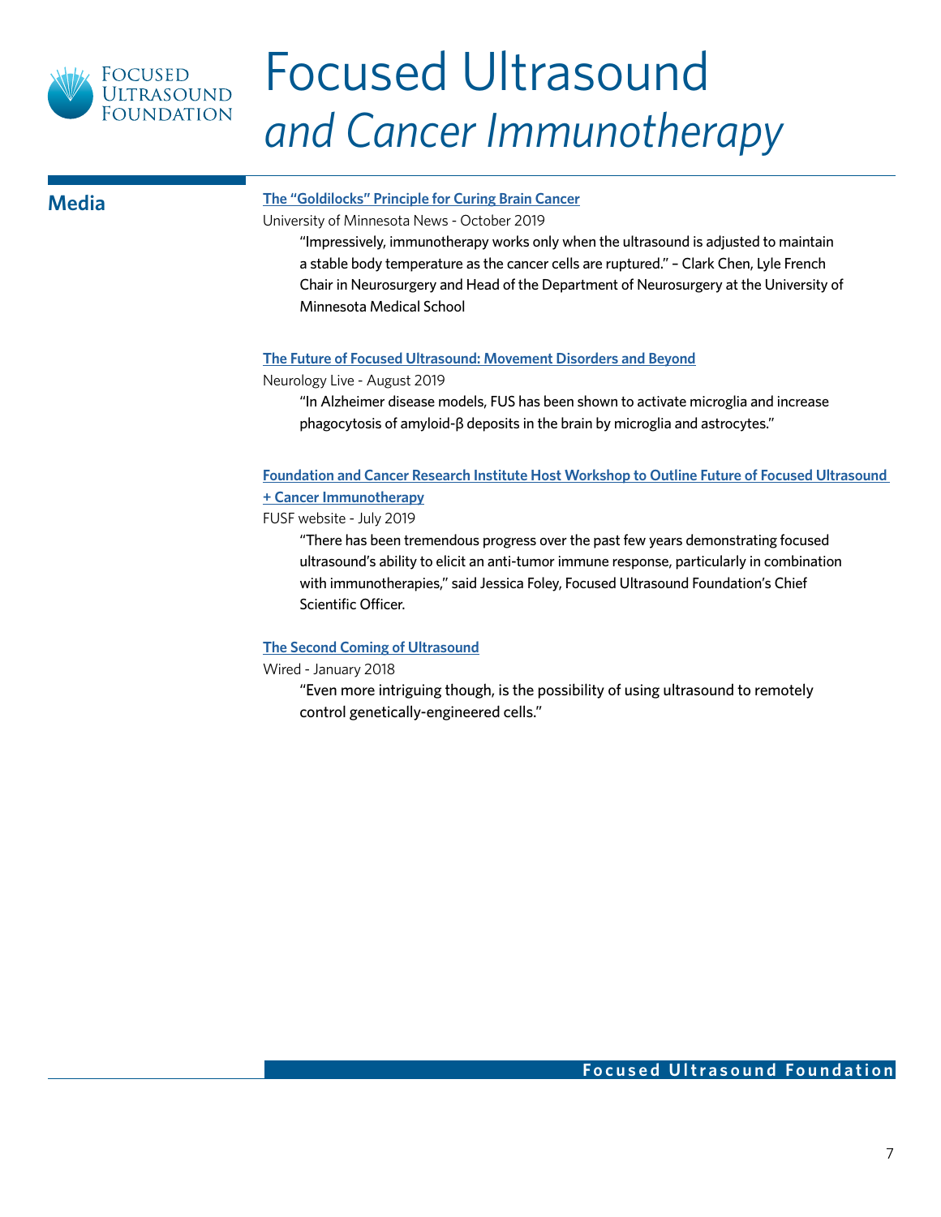# Focused Ultrasound *and Cancer Immunotherapy*

## Media

**The "Goldilocks" Principle for Curing Brain Cancer**

University of Minnesota News - October 2019

> "Impressively, immunotherapy works only when the ultrasound is adjusted to maintain a stable body temperature as the cancer cells are ruptured." – Clark Chen, Lyle French Chair in Neurosurgery and Head of the Department of Neurosurgery at the University of Minnesota Medical School

**The Future of Focused Ultrasound: Movement Disorders and Beyond**

Neurology Live - August 2019

> "In Alzheimer disease models, FUS has been shown to activate microglia and increase phagocytosis of amyloid-β deposits in the brain by microglia and astrocytes."

**Foundation and Cancer Research Institute Host Workshop to Outline Future of Focused Ultrasound + Cancer Immunotherapy**

FUSF website - July 2019

> "There has been tremendous progress over the past few years demonstrating focused ultrasound's ability to elicit an anti-tumor immune response, particularly in combination with immunotherapies," said Jessica Foley, Focused Ultrasound Foundation's Chief Scientific Officer.

**The Second Coming of Ultrasound**

Wired - January 2018

> "Even more intriguing though, is the possibility of using ultrasound to remotely control genetically-engineered cells."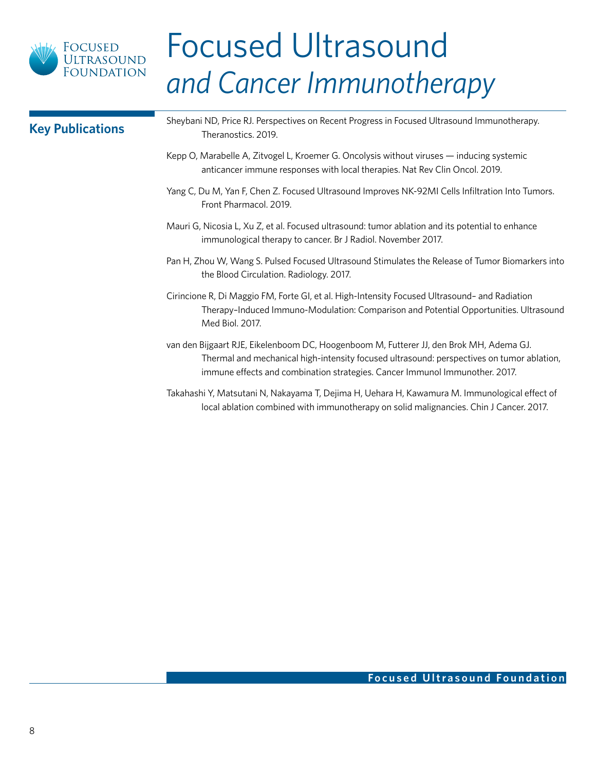## Key Publications

Sheybani ND, Price RJ. Perspectives on Recent Progress in Focused Ultrasound Immunotherapy. Theranostics. 2019.

Kepp O, Marabelle A, Zitvogel L, Kroemer G. Oncolysis without viruses — inducing systemic anticancer immune responses with local therapies. Nat Rev Clin Oncol. 2019.

Yang C, Du M, Yan F, Chen Z. Focused Ultrasound Improves NK-92MI Cells Infiltration Into Tumors. Front Pharmacol. 2019.

Mauri G, Nicosia L, Xu Z, et al. Focused ultrasound: tumor ablation and its potential to enhance immunological therapy to cancer. Br J Radiol. November 2017.

Pan H, Zhou W, Wang S. Pulsed Focused Ultrasound Stimulates the Release of Tumor Biomarkers into the Blood Circulation. Radiology. 2017.

Cirincione R, Di Maggio FM, Forte GI, et al. High-Intensity Focused Ultrasound– and Radiation Therapy–Induced Immuno-Modulation: Comparison and Potential Opportunities. Ultrasound Med Biol. 2017.

van den Bijgaart RJE, Eikelenboom DC, Hoogenboom M, Futterer JJ, den Brok MH, Adema GJ. Thermal and mechanical high-intensity focused ultrasound: perspectives on tumor ablation, immune effects and combination strategies. Cancer Immunol Immunother. 2017.

Takahashi Y, Matsutani N, Nakayama T, Dejima H, Uehara H, Kawamura M. Immunological effect of local ablation combined with immunotherapy on solid malignancies. Chin J Cancer. 2017.